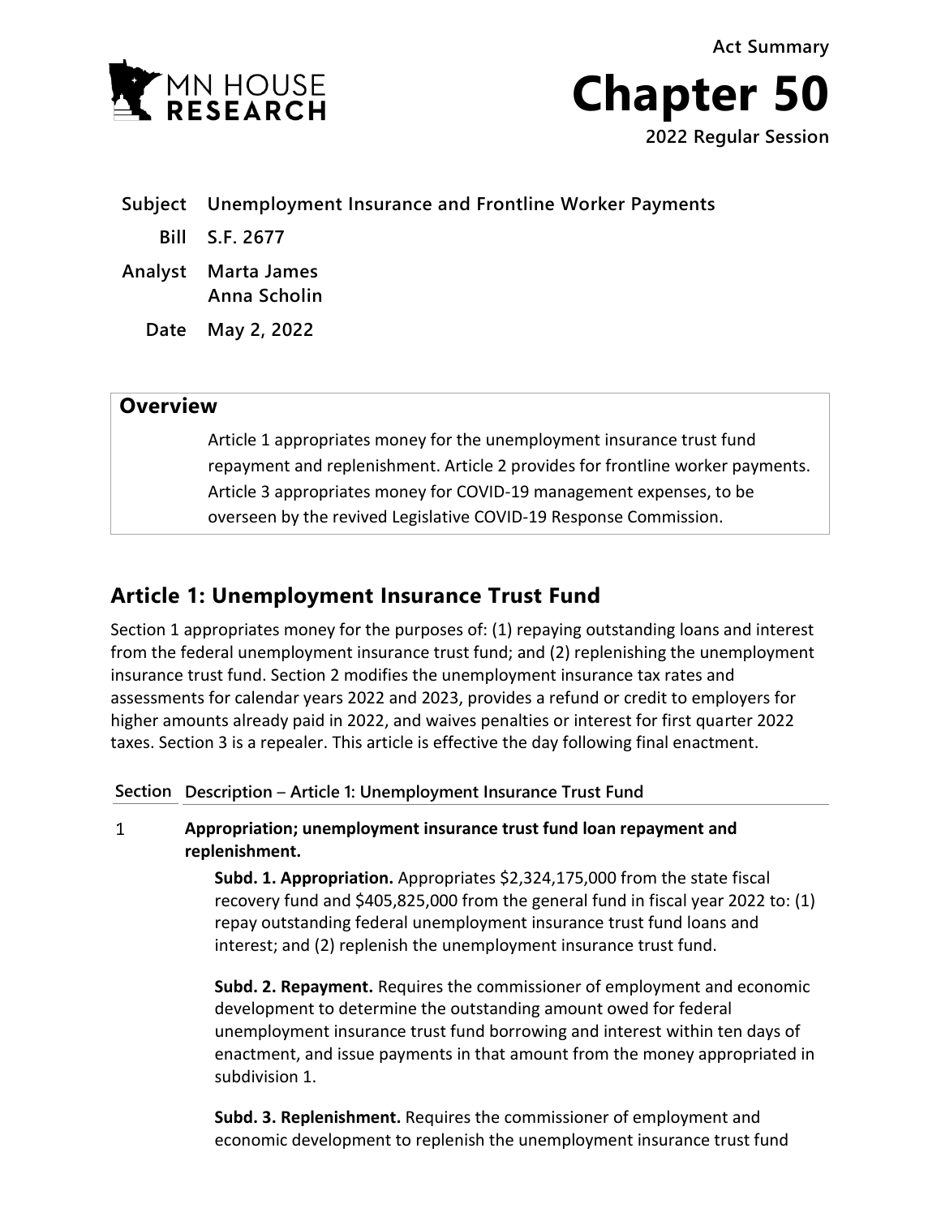Act Summary

# Chapter 50

**2022 Regular Session**

| | |
|---|---|
| **Subject** | **Unemployment Insurance and Frontline Worker Payments** |
| **Bill** | **S.F. 2677** |
| **Analyst** | **Marta James**<br>**Anna Scholin** |
| **Date** | **May 2, 2022** |

## Overview

Article 1 appropriates money for the unemployment insurance trust fund repayment and replenishment. Article 2 provides for frontline worker payments. Article 3 appropriates money for COVID-19 management expenses, to be overseen by the revived Legislative COVID-19 Response Commission.

## Article 1: Unemployment Insurance Trust Fund

Section 1 appropriates money for the purposes of: (1) repaying outstanding loans and interest from the federal unemployment insurance trust fund; and (2) replenishing the unemployment insurance trust fund. Section 2 modifies the unemployment insurance tax rates and assessments for calendar years 2022 and 2023, provides a refund or credit to employers for higher amounts already paid in 2022, and waives penalties or interest for first quarter 2022 taxes. Section 3 is a repealer. This article is effective the day following final enactment.

| Section | Description – Article 1: Unemployment Insurance Trust Fund |
|---|---|

1 **Appropriation; unemployment insurance trust fund loan repayment and replenishment.**

**Subd. 1. Appropriation.** Appropriates $2,324,175,000 from the state fiscal recovery fund and $405,825,000 from the general fund in fiscal year 2022 to: (1) repay outstanding federal unemployment insurance trust fund loans and interest; and (2) replenish the unemployment insurance trust fund.

**Subd. 2. Repayment.** Requires the commissioner of employment and economic development to determine the outstanding amount owed for federal unemployment insurance trust fund borrowing and interest within ten days of enactment, and issue payments in that amount from the money appropriated in subdivision 1.

**Subd. 3. Replenishment.** Requires the commissioner of employment and economic development to replenish the unemployment insurance trust fund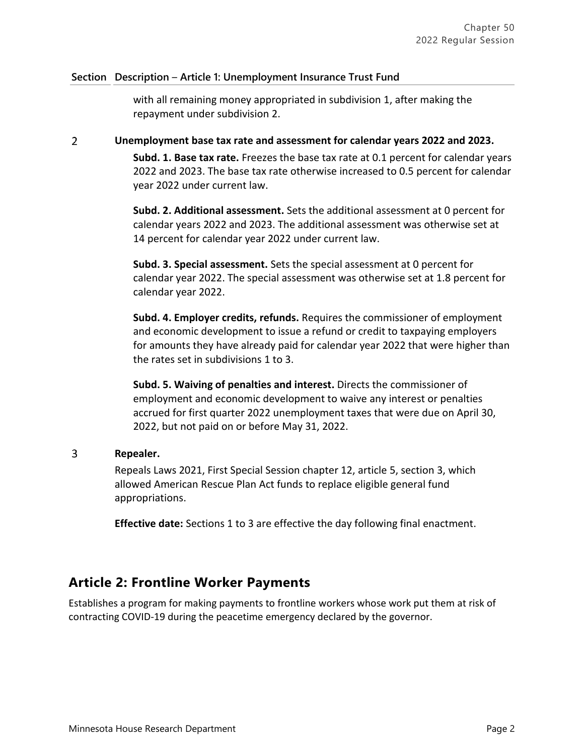| Section | Description – Article 1: Unemployment Insurance Trust Fund |
| --- | --- |
| | with all remaining money appropriated in subdivision 1, after making the repayment under subdivision 2. |
| 2 | **Unemployment base tax rate and assessment for calendar years 2022 and 2023.**<br><br>**Subd. 1. Base tax rate.** Freezes the base tax rate at 0.1 percent for calendar years 2022 and 2023. The base tax rate otherwise increased to 0.5 percent for calendar year 2022 under current law.<br><br>**Subd. 2. Additional assessment.** Sets the additional assessment at 0 percent for calendar years 2022 and 2023. The additional assessment was otherwise set at 14 percent for calendar year 2022 under current law.<br><br>**Subd. 3. Special assessment.** Sets the special assessment at 0 percent for calendar year 2022. The special assessment was otherwise set at 1.8 percent for calendar year 2022.<br><br>**Subd. 4. Employer credits, refunds.** Requires the commissioner of employment and economic development to issue a refund or credit to taxpaying employers for amounts they have already paid for calendar year 2022 that were higher than the rates set in subdivisions 1 to 3.<br><br>**Subd. 5. Waiving of penalties and interest.** Directs the commissioner of employment and economic development to waive any interest or penalties accrued for first quarter 2022 unemployment taxes that were due on April 30, 2022, but not paid on or before May 31, 2022. |
| 3 | **Repealer.**<br><br>Repeals Laws 2021, First Special Session chapter 12, article 5, section 3, which allowed American Rescue Plan Act funds to replace eligible general fund appropriations.<br><br>**Effective date:** Sections 1 to 3 are effective the day following final enactment. |

## Article 2: Frontline Worker Payments

Establishes a program for making payments to frontline workers whose work put them at risk of contracting COVID-19 during the peacetime emergency declared by the governor.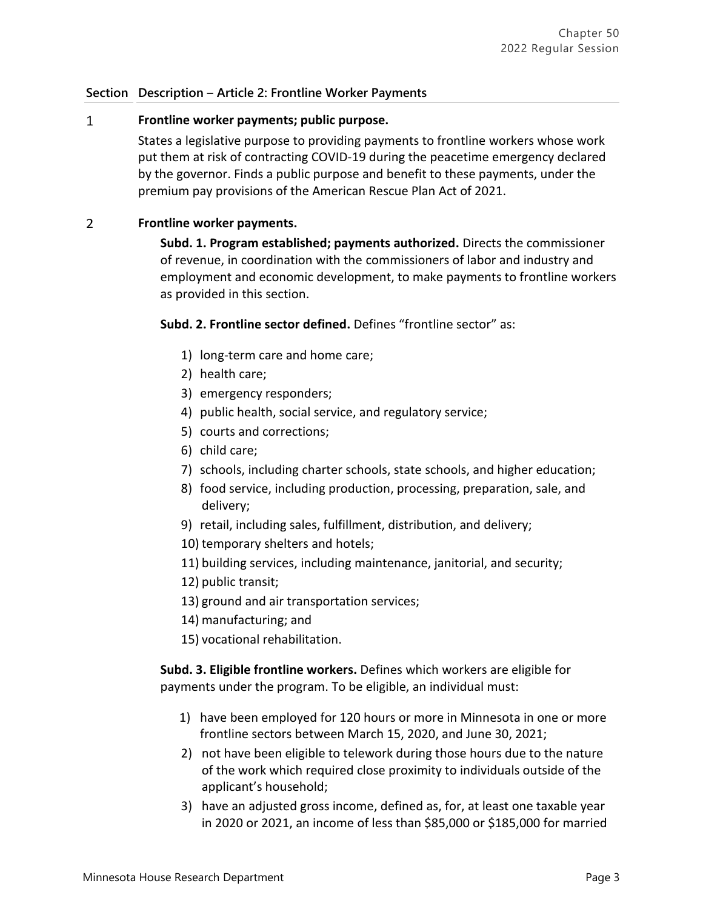| Section | Description – Article 2: Frontline Worker Payments |
|---|---|

**1 Frontline worker payments; public purpose.**

States a legislative purpose to providing payments to frontline workers whose work put them at risk of contracting COVID-19 during the peacetime emergency declared by the governor. Finds a public purpose and benefit to these payments, under the premium pay provisions of the American Rescue Plan Act of 2021.

**2 Frontline worker payments.**

**Subd. 1. Program established; payments authorized.** Directs the commissioner of revenue, in coordination with the commissioners of labor and industry and employment and economic development, to make payments to frontline workers as provided in this section.

**Subd. 2. Frontline sector defined.** Defines "frontline sector" as:

1) long-term care and home care;
2) health care;
3) emergency responders;
4) public health, social service, and regulatory service;
5) courts and corrections;
6) child care;
7) schools, including charter schools, state schools, and higher education;
8) food service, including production, processing, preparation, sale, and delivery;
9) retail, including sales, fulfillment, distribution, and delivery;
10) temporary shelters and hotels;
11) building services, including maintenance, janitorial, and security;
12) public transit;
13) ground and air transportation services;
14) manufacturing; and
15) vocational rehabilitation.

**Subd. 3. Eligible frontline workers.** Defines which workers are eligible for payments under the program. To be eligible, an individual must:

1) have been employed for 120 hours or more in Minnesota in one or more frontline sectors between March 15, 2020, and June 30, 2021;
2) not have been eligible to telework during those hours due to the nature of the work which required close proximity to individuals outside of the applicant's household;
3) have an adjusted gross income, defined as, for, at least one taxable year in 2020 or 2021, an income of less than $85,000 or $185,000 for married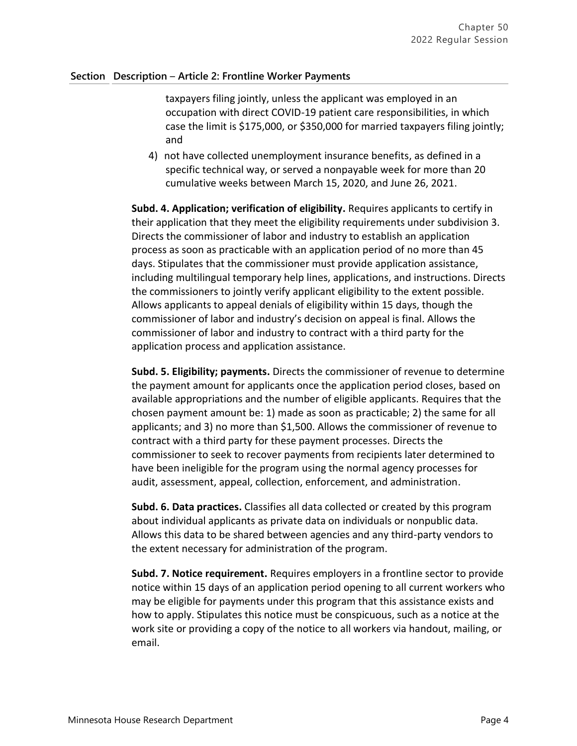| Section | Description – Article 2: Frontline Worker Payments |
|---|---|

taxpayers filing jointly, unless the applicant was employed in an occupation with direct COVID-19 patient care responsibilities, in which case the limit is $175,000, or $350,000 for married taxpayers filing jointly; and

4) not have collected unemployment insurance benefits, as defined in a specific technical way, or served a nonpayable week for more than 20 cumulative weeks between March 15, 2020, and June 26, 2021.

**Subd. 4. Application; verification of eligibility.** Requires applicants to certify in their application that they meet the eligibility requirements under subdivision 3. Directs the commissioner of labor and industry to establish an application process as soon as practicable with an application period of no more than 45 days. Stipulates that the commissioner must provide application assistance, including multilingual temporary help lines, applications, and instructions. Directs the commissioners to jointly verify applicant eligibility to the extent possible. Allows applicants to appeal denials of eligibility within 15 days, though the commissioner of labor and industry's decision on appeal is final. Allows the commissioner of labor and industry to contract with a third party for the application process and application assistance.

**Subd. 5. Eligibility; payments.** Directs the commissioner of revenue to determine the payment amount for applicants once the application period closes, based on available appropriations and the number of eligible applicants. Requires that the chosen payment amount be: 1) made as soon as practicable; 2) the same for all applicants; and 3) no more than $1,500. Allows the commissioner of revenue to contract with a third party for these payment processes. Directs the commissioner to seek to recover payments from recipients later determined to have been ineligible for the program using the normal agency processes for audit, assessment, appeal, collection, enforcement, and administration.

**Subd. 6. Data practices.** Classifies all data collected or created by this program about individual applicants as private data on individuals or nonpublic data. Allows this data to be shared between agencies and any third-party vendors to the extent necessary for administration of the program.

**Subd. 7. Notice requirement.** Requires employers in a frontline sector to provide notice within 15 days of an application period opening to all current workers who may be eligible for payments under this program that this assistance exists and how to apply. Stipulates this notice must be conspicuous, such as a notice at the work site or providing a copy of the notice to all workers via handout, mailing, or email.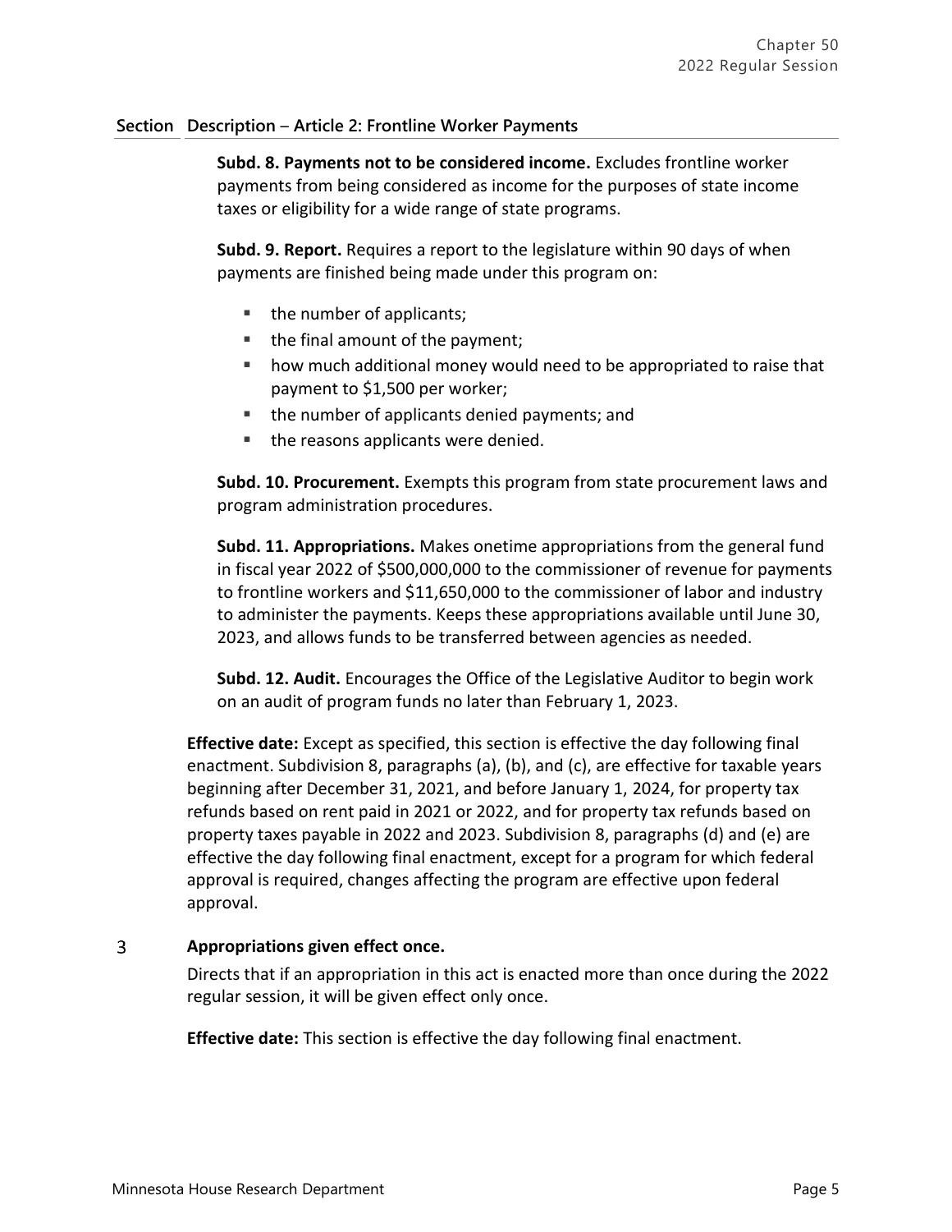**Section Description – Article 2: Frontline Worker Payments**

**Subd. 8. Payments not to be considered income.** Excludes frontline worker payments from being considered as income for the purposes of state income taxes or eligibility for a wide range of state programs.

**Subd. 9. Report.** Requires a report to the legislature within 90 days of when payments are finished being made under this program on:

- the number of applicants;
- the final amount of the payment;
- how much additional money would need to be appropriated to raise that payment to $1,500 per worker;
- the number of applicants denied payments; and
- the reasons applicants were denied.

**Subd. 10. Procurement.** Exempts this program from state procurement laws and program administration procedures.

**Subd. 11. Appropriations.** Makes onetime appropriations from the general fund in fiscal year 2022 of $500,000,000 to the commissioner of revenue for payments to frontline workers and $11,650,000 to the commissioner of labor and industry to administer the payments. Keeps these appropriations available until June 30, 2023, and allows funds to be transferred between agencies as needed.

**Subd. 12. Audit.** Encourages the Office of the Legislative Auditor to begin work on an audit of program funds no later than February 1, 2023.

**Effective date:** Except as specified, this section is effective the day following final enactment. Subdivision 8, paragraphs (a), (b), and (c), are effective for taxable years beginning after December 31, 2021, and before January 1, 2024, for property tax refunds based on rent paid in 2021 or 2022, and for property tax refunds based on property taxes payable in 2022 and 2023. Subdivision 8, paragraphs (d) and (e) are effective the day following final enactment, except for a program for which federal approval is required, changes affecting the program are effective upon federal approval.

3 **Appropriations given effect once.**

Directs that if an appropriation in this act is enacted more than once during the 2022 regular session, it will be given effect only once.

**Effective date:** This section is effective the day following final enactment.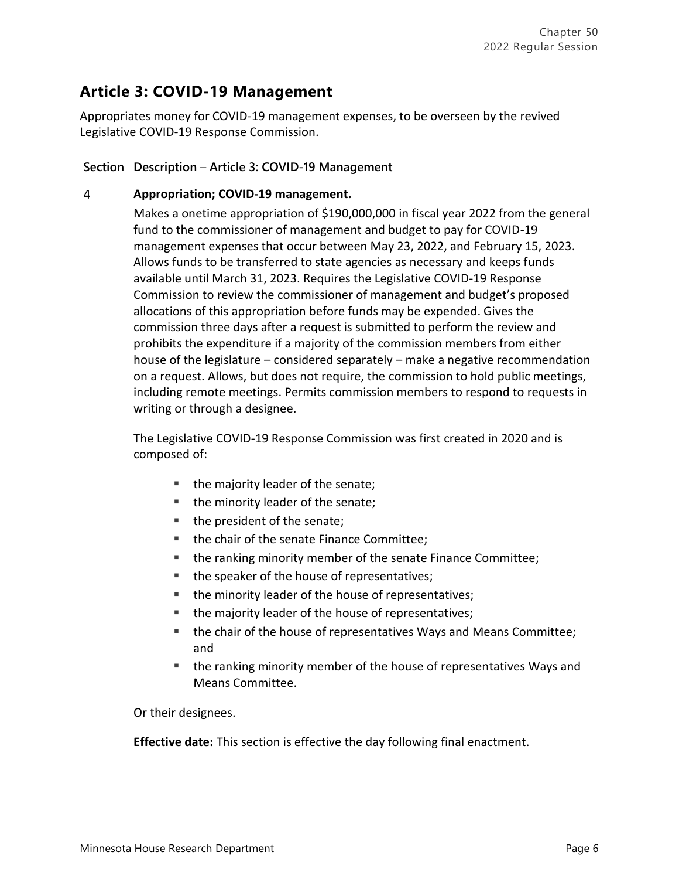## Article 3: COVID-19 Management

Appropriates money for COVID-19 management expenses, to be overseen by the revived Legislative COVID-19 Response Commission.

| Section | Description – Article 3: COVID-19 Management |
|---|---|
| 4 | **Appropriation; COVID-19 management.** |

Makes a onetime appropriation of $190,000,000 in fiscal year 2022 from the general fund to the commissioner of management and budget to pay for COVID-19 management expenses that occur between May 23, 2022, and February 15, 2023. Allows funds to be transferred to state agencies as necessary and keeps funds available until March 31, 2023. Requires the Legislative COVID-19 Response Commission to review the commissioner of management and budget's proposed allocations of this appropriation before funds may be expended. Gives the commission three days after a request is submitted to perform the review and prohibits the expenditure if a majority of the commission members from either house of the legislature – considered separately – make a negative recommendation on a request. Allows, but does not require, the commission to hold public meetings, including remote meetings. Permits commission members to respond to requests in writing or through a designee.

The Legislative COVID-19 Response Commission was first created in 2020 and is composed of:

- the majority leader of the senate;
- the minority leader of the senate;
- the president of the senate;
- the chair of the senate Finance Committee;
- the ranking minority member of the senate Finance Committee;
- the speaker of the house of representatives;
- the minority leader of the house of representatives;
- the majority leader of the house of representatives;
- the chair of the house of representatives Ways and Means Committee; and
- the ranking minority member of the house of representatives Ways and Means Committee.

Or their designees.

**Effective date:** This section is effective the day following final enactment.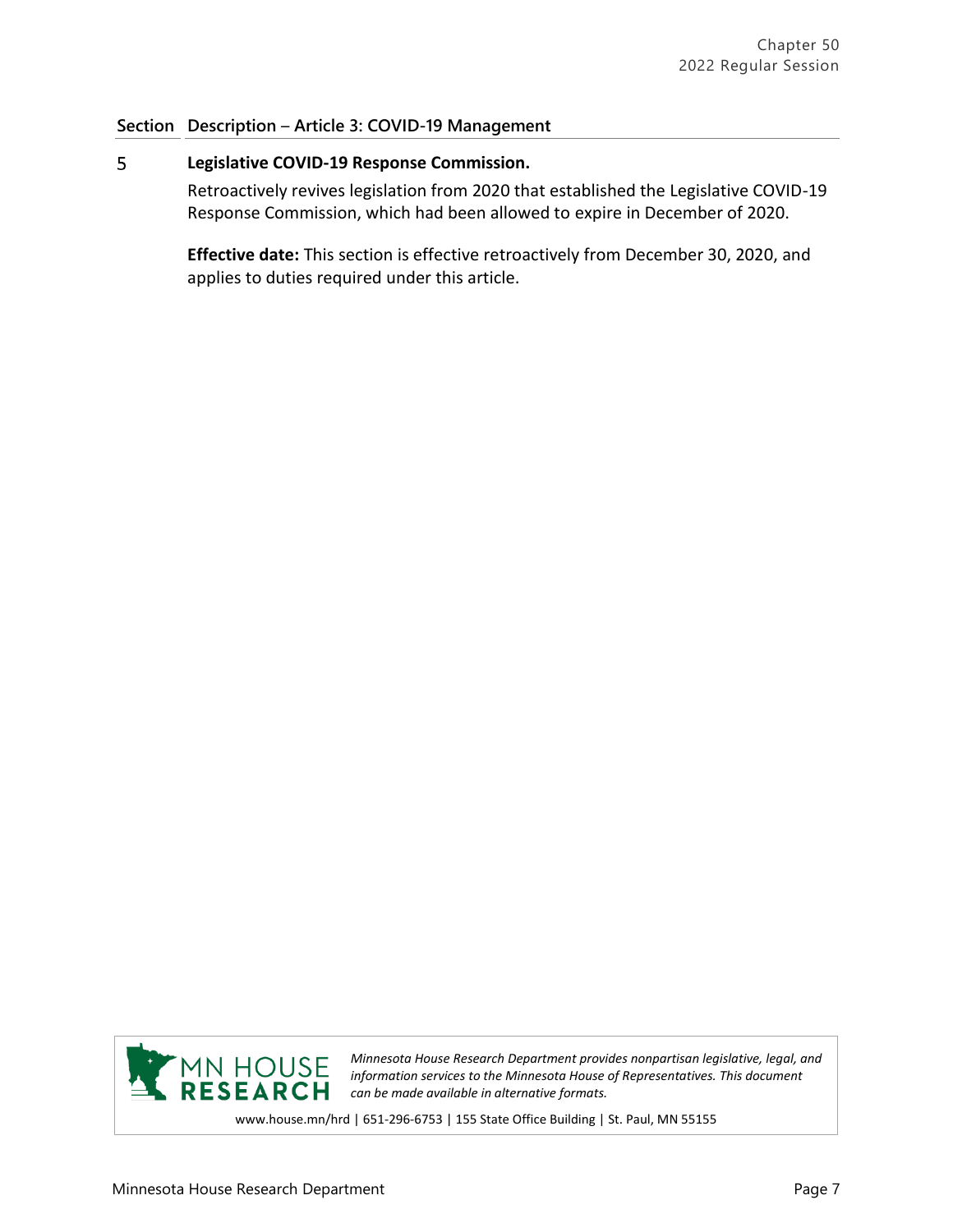| Section | Description – Article 3: COVID-19 Management |
|---|---|
| 5 | **Legislative COVID-19 Response Commission.**<br><br>Retroactively revives legislation from 2020 that established the Legislative COVID-19 Response Commission, which had been allowed to expire in December of 2020.<br><br>**Effective date:** This section is effective retroactively from December 30, 2020, and applies to duties required under this article. |

MN HOUSE RESEARCH

*Minnesota House Research Department provides nonpartisan legislative, legal, and information services to the Minnesota House of Representatives. This document can be made available in alternative formats.*

www.house.mn/hrd | 651-296-6753 | 155 State Office Building | St. Paul, MN 55155